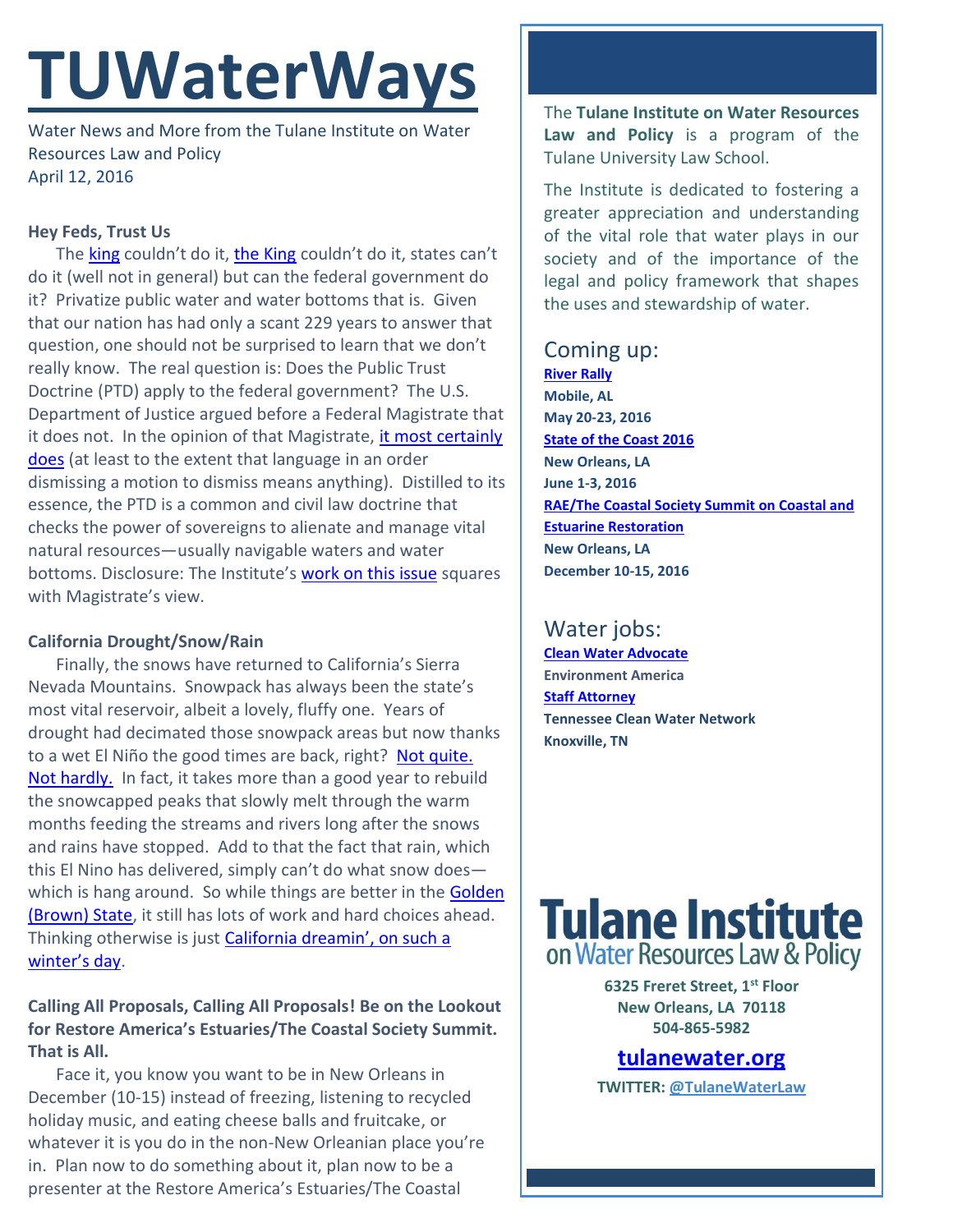# TUWaterWays

Water News and More from the Tulane Institute on Water Resources Law and Policy
April 12, 2016

**Hey Feds, Trust Us**

The king couldn't do it, the King couldn't do it, states can't do it (well not in general) but can the federal government do it? Privatize public water and water bottoms that is. Given that our nation has had only a scant 229 years to answer that question, one should not be surprised to learn that we don't really know. The real question is: Does the Public Trust Doctrine (PTD) apply to the federal government? The U.S. Department of Justice argued before a Federal Magistrate that it does not. In the opinion of that Magistrate, it most certainly does (at least to the extent that language in an order dismissing a motion to dismiss means anything). Distilled to its essence, the PTD is a common and civil law doctrine that checks the power of sovereigns to alienate and manage vital natural resources—usually navigable waters and water bottoms. Disclosure: The Institute's work on this issue squares with Magistrate's view.

**California Drought/Snow/Rain**

Finally, the snows have returned to California's Sierra Nevada Mountains. Snowpack has always been the state's most vital reservoir, albeit a lovely, fluffy one. Years of drought had decimated those snowpack areas but now thanks to a wet El Niño the good times are back, right? Not quite. Not hardly. In fact, it takes more than a good year to rebuild the snowcapped peaks that slowly melt through the warm months feeding the streams and rivers long after the snows and rains have stopped. Add to that the fact that rain, which this El Nino has delivered, simply can't do what snow does—which is hang around. So while things are better in the Golden (Brown) State, it still has lots of work and hard choices ahead. Thinking otherwise is just California dreamin', on such a winter's day.

**Calling All Proposals, Calling All Proposals! Be on the Lookout for Restore America's Estuaries/The Coastal Society Summit. That is All.**

Face it, you know you want to be in New Orleans in December (10-15) instead of freezing, listening to recycled holiday music, and eating cheese balls and fruitcake, or whatever it is you do in the non-New Orleanian place you're in. Plan now to do something about it, plan now to be a presenter at the Restore America's Estuaries/The Coastal

The **Tulane Institute on Water Resources Law and Policy** is a program of the Tulane University Law School.

The Institute is dedicated to fostering a greater appreciation and understanding of the vital role that water plays in our society and of the importance of the legal and policy framework that shapes the uses and stewardship of water.

## Coming up:

**River Rally**
**Mobile, AL**
**May 20-23, 2016**

**State of the Coast 2016**
**New Orleans, LA**
**June 1-3, 2016**

**RAE/The Coastal Society Summit on Coastal and Estuarine Restoration**
**New Orleans, LA**
**December 10-15, 2016**

## Water jobs:

**Clean Water Advocate**
**Environment America**

**Staff Attorney**
**Tennessee Clean Water Network**
**Knoxville, TN**

**Tulane Institute on Water Resources Law & Policy**

**6325 Freret Street, 1st Floor**
**New Orleans, LA 70118**
**504-865-5982**

**tulanewater.org**

**TWITTER: @TulaneWaterLaw**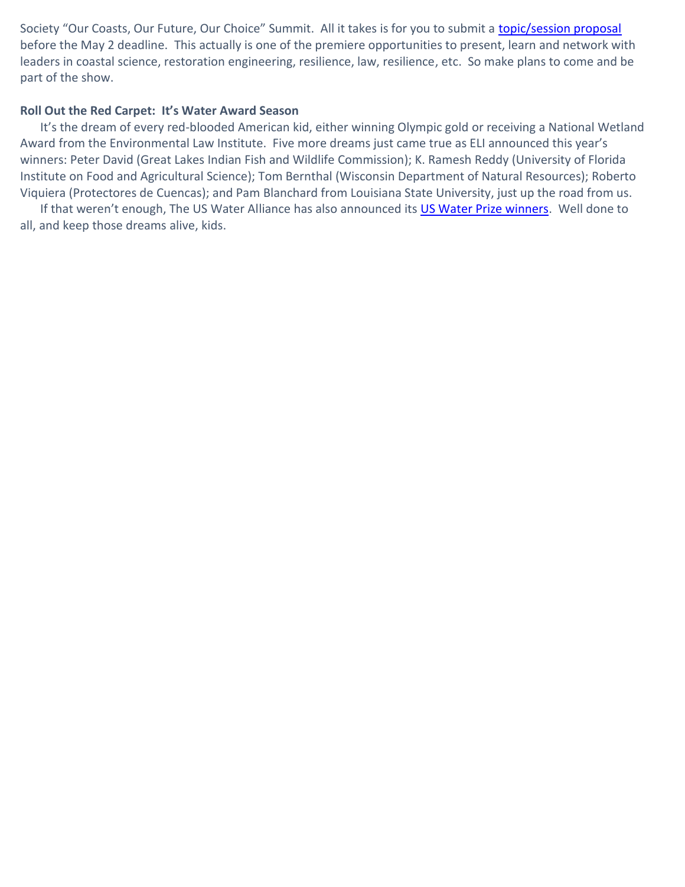Society "Our Coasts, Our Future, Our Choice" Summit. All it takes is for you to submit a topic/session proposal before the May 2 deadline. This actually is one of the premiere opportunities to present, learn and network with leaders in coastal science, restoration engineering, resilience, law, resilience, etc. So make plans to come and be part of the show.

**Roll Out the Red Carpet: It's Water Award Season**

It's the dream of every red-blooded American kid, either winning Olympic gold or receiving a National Wetland Award from the Environmental Law Institute. Five more dreams just came true as ELI announced this year's winners: Peter David (Great Lakes Indian Fish and Wildlife Commission); K. Ramesh Reddy (University of Florida Institute on Food and Agricultural Science); Tom Bernthal (Wisconsin Department of Natural Resources); Roberto Viquiera (Protectores de Cuencas); and Pam Blanchard from Louisiana State University, just up the road from us.

If that weren't enough, The US Water Alliance has also announced its US Water Prize winners. Well done to all, and keep those dreams alive, kids.